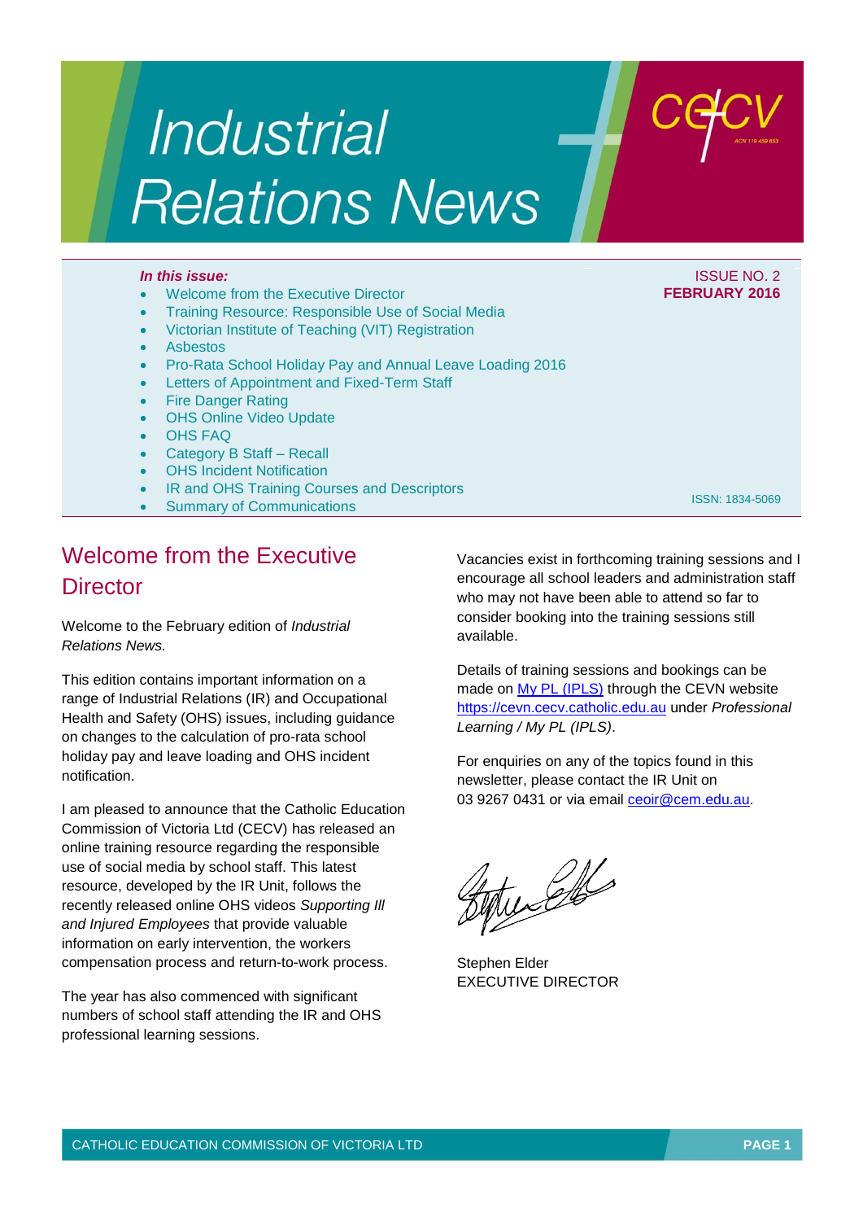# Industrial Relations News

cecv

ACN 119 459 853

***In this issue:***

- Welcome from the Executive Director
- Training Resource: Responsible Use of Social Media
- Victorian Institute of Teaching (VIT) Registration
- Asbestos
- Pro-Rata School Holiday Pay and Annual Leave Loading 2016
- Letters of Appointment and Fixed-Term Staff
- Fire Danger Rating
- OHS Online Video Update
- OHS FAQ
- Category B Staff – Recall
- OHS Incident Notification
- IR and OHS Training Courses and Descriptors
- Summary of Communications

ISSUE NO. 2
**FEBRUARY 2016**

ISSN: 1834-5069

## Welcome from the Executive Director

Welcome to the February edition of *Industrial Relations News.*

This edition contains important information on a range of Industrial Relations (IR) and Occupational Health and Safety (OHS) issues, including guidance on changes to the calculation of pro-rata school holiday pay and leave loading and OHS incident notification.

I am pleased to announce that the Catholic Education Commission of Victoria Ltd (CECV) has released an online training resource regarding the responsible use of social media by school staff. This latest resource, developed by the IR Unit, follows the recently released online OHS videos *Supporting Ill and Injured Employees* that provide valuable information on early intervention, the workers compensation process and return-to-work process.

The year has also commenced with significant numbers of school staff attending the IR and OHS professional learning sessions.

Vacancies exist in forthcoming training sessions and I encourage all school leaders and administration staff who may not have been able to attend so far to consider booking into the training sessions still available.

Details of training sessions and bookings can be made on My PL (IPLS) through the CEVN website https://cevn.cecv.catholic.edu.au under *Professional Learning / My PL (IPLS)*.

For enquiries on any of the topics found in this newsletter, please contact the IR Unit on 03 9267 0431 or via email ceoir@cem.edu.au.

Stephen Elder
EXECUTIVE DIRECTOR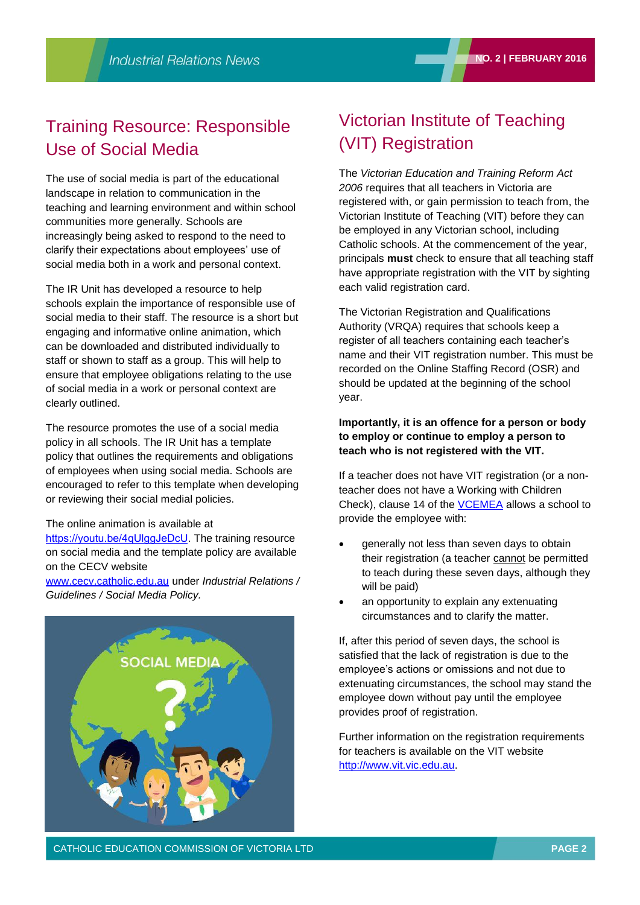## Training Resource: Responsible Use of Social Media

The use of social media is part of the educational landscape in relation to communication in the teaching and learning environment and within school communities more generally. Schools are increasingly being asked to respond to the need to clarify their expectations about employees' use of social media both in a work and personal context.

The IR Unit has developed a resource to help schools explain the importance of responsible use of social media to their staff. The resource is a short but engaging and informative online animation, which can be downloaded and distributed individually to staff or shown to staff as a group. This will help to ensure that employee obligations relating to the use of social media in a work or personal context are clearly outlined.

The resource promotes the use of a social media policy in all schools. The IR Unit has a template policy that outlines the requirements and obligations of employees when using social media. Schools are encouraged to refer to this template when developing or reviewing their social medial policies.

The online animation is available at https://youtu.be/4qUlggJeDcU. The training resource on social media and the template policy are available on the CECV website www.cecv.catholic.edu.au under *Industrial Relations / Guidelines / Social Media Policy.*

## Victorian Institute of Teaching (VIT) Registration

The *Victorian Education and Training Reform Act 2006* requires that all teachers in Victoria are registered with, or gain permission to teach from, the Victorian Institute of Teaching (VIT) before they can be employed in any Victorian school, including Catholic schools. At the commencement of the year, principals **must** check to ensure that all teaching staff have appropriate registration with the VIT by sighting each valid registration card.

The Victorian Registration and Qualifications Authority (VRQA) requires that schools keep a register of all teachers containing each teacher's name and their VIT registration number. This must be recorded on the Online Staffing Record (OSR) and should be updated at the beginning of the school year.

**Importantly, it is an offence for a person or body to employ or continue to employ a person to teach who is not registered with the VIT.**

If a teacher does not have VIT registration (or a non-teacher does not have a Working with Children Check), clause 14 of the VCEMEA allows a school to provide the employee with:

- generally not less than seven days to obtain their registration (a teacher cannot be permitted to teach during these seven days, although they will be paid)
- an opportunity to explain any extenuating circumstances and to clarify the matter.

If, after this period of seven days, the school is satisfied that the lack of registration is due to the employee's actions or omissions and not due to extenuating circumstances, the school may stand the employee down without pay until the employee provides proof of registration.

Further information on the registration requirements for teachers is available on the VIT website http://www.vit.vic.edu.au.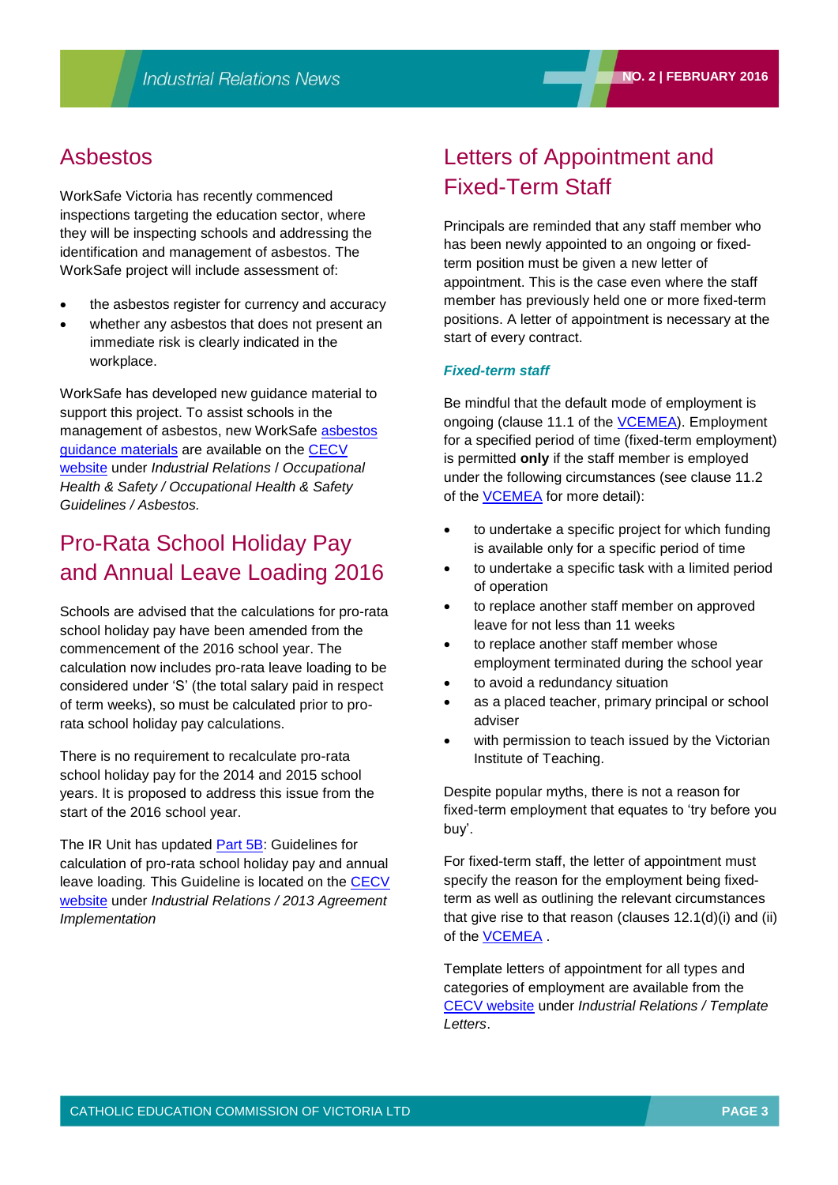## Asbestos

WorkSafe Victoria has recently commenced inspections targeting the education sector, where they will be inspecting schools and addressing the identification and management of asbestos. The WorkSafe project will include assessment of:

- the asbestos register for currency and accuracy
- whether any asbestos that does not present an immediate risk is clearly indicated in the workplace.

WorkSafe has developed new guidance material to support this project. To assist schools in the management of asbestos, new WorkSafe asbestos guidance materials are available on the CECV website under *Industrial Relations* / *Occupational Health & Safety / Occupational Health & Safety Guidelines / Asbestos.*

## Pro-Rata School Holiday Pay and Annual Leave Loading 2016

Schools are advised that the calculations for pro-rata school holiday pay have been amended from the commencement of the 2016 school year. The calculation now includes pro-rata leave loading to be considered under 'S' (the total salary paid in respect of term weeks), so must be calculated prior to pro-rata school holiday pay calculations.

There is no requirement to recalculate pro-rata school holiday pay for the 2014 and 2015 school years. It is proposed to address this issue from the start of the 2016 school year.

The IR Unit has updated Part 5B: Guidelines for calculation of pro-rata school holiday pay and annual leave loading*.* This Guideline is located on the CECV website under *Industrial Relations / 2013 Agreement Implementation*

## Letters of Appointment and Fixed-Term Staff

Principals are reminded that any staff member who has been newly appointed to an ongoing or fixed-term position must be given a new letter of appointment. This is the case even where the staff member has previously held one or more fixed-term positions. A letter of appointment is necessary at the start of every contract.

### *Fixed-term staff*

Be mindful that the default mode of employment is ongoing (clause 11.1 of the VCEMEA). Employment for a specified period of time (fixed-term employment) is permitted **only** if the staff member is employed under the following circumstances (see clause 11.2 of the VCEMEA for more detail):

- to undertake a specific project for which funding is available only for a specific period of time
- to undertake a specific task with a limited period of operation
- to replace another staff member on approved leave for not less than 11 weeks
- to replace another staff member whose employment terminated during the school year
- to avoid a redundancy situation
- as a placed teacher, primary principal or school adviser
- with permission to teach issued by the Victorian Institute of Teaching.

Despite popular myths, there is not a reason for fixed-term employment that equates to 'try before you buy'.

For fixed-term staff, the letter of appointment must specify the reason for the employment being fixed-term as well as outlining the relevant circumstances that give rise to that reason (clauses 12.1(d)(i) and (ii) of the VCEMEA .

Template letters of appointment for all types and categories of employment are available from the CECV website under *Industrial Relations / Template Letters*.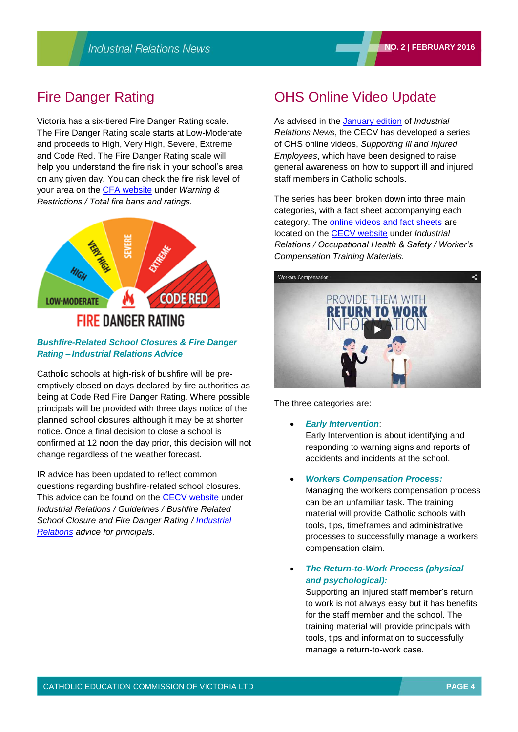## Fire Danger Rating

Victoria has a six-tiered Fire Danger Rating scale. The Fire Danger Rating scale starts at Low-Moderate and proceeds to High, Very High, Severe, Extreme and Code Red. The Fire Danger Rating scale will help you understand the fire risk in your school's area on any given day. You can check the fire risk level of your area on the CFA website under *Warning & Restrictions / Total fire bans and ratings.*

### *Bushfire-Related School Closures & Fire Danger Rating – Industrial Relations Advice*

Catholic schools at high-risk of bushfire will be pre-emptively closed on days declared by fire authorities as being at Code Red Fire Danger Rating. Where possible principals will be provided with three days notice of the planned school closures although it may be at shorter notice. Once a final decision to close a school is confirmed at 12 noon the day prior, this decision will not change regardless of the weather forecast.

IR advice has been updated to reflect common questions regarding bushfire-related school closures. This advice can be found on the CECV website under *Industrial Relations / Guidelines / Bushfire Related School Closure and Fire Danger Rating / Industrial Relations advice for principals.*

## OHS Online Video Update

As advised in the January edition of *Industrial Relations News*, the CECV has developed a series of OHS online videos, *Supporting Ill and Injured Employees*, which have been designed to raise general awareness on how to support ill and injured staff members in Catholic schools.

The series has been broken down into three main categories, with a fact sheet accompanying each category. The online videos and fact sheets are located on the CECV website under *Industrial Relations / Occupational Health & Safety / Worker's Compensation Training Materials.*

The three categories are:

- ***Early Intervention***:
  Early Intervention is about identifying and responding to warning signs and reports of accidents and incidents at the school.

- ***Workers Compensation Process:***
  Managing the workers compensation process can be an unfamiliar task. The training material will provide Catholic schools with tools, tips, timeframes and administrative processes to successfully manage a workers compensation claim.

- ***The Return-to-Work Process (physical and psychological):***
  Supporting an injured staff member's return to work is not always easy but it has benefits for the staff member and the school. The training material will provide principals with tools, tips and information to successfully manage a return-to-work case.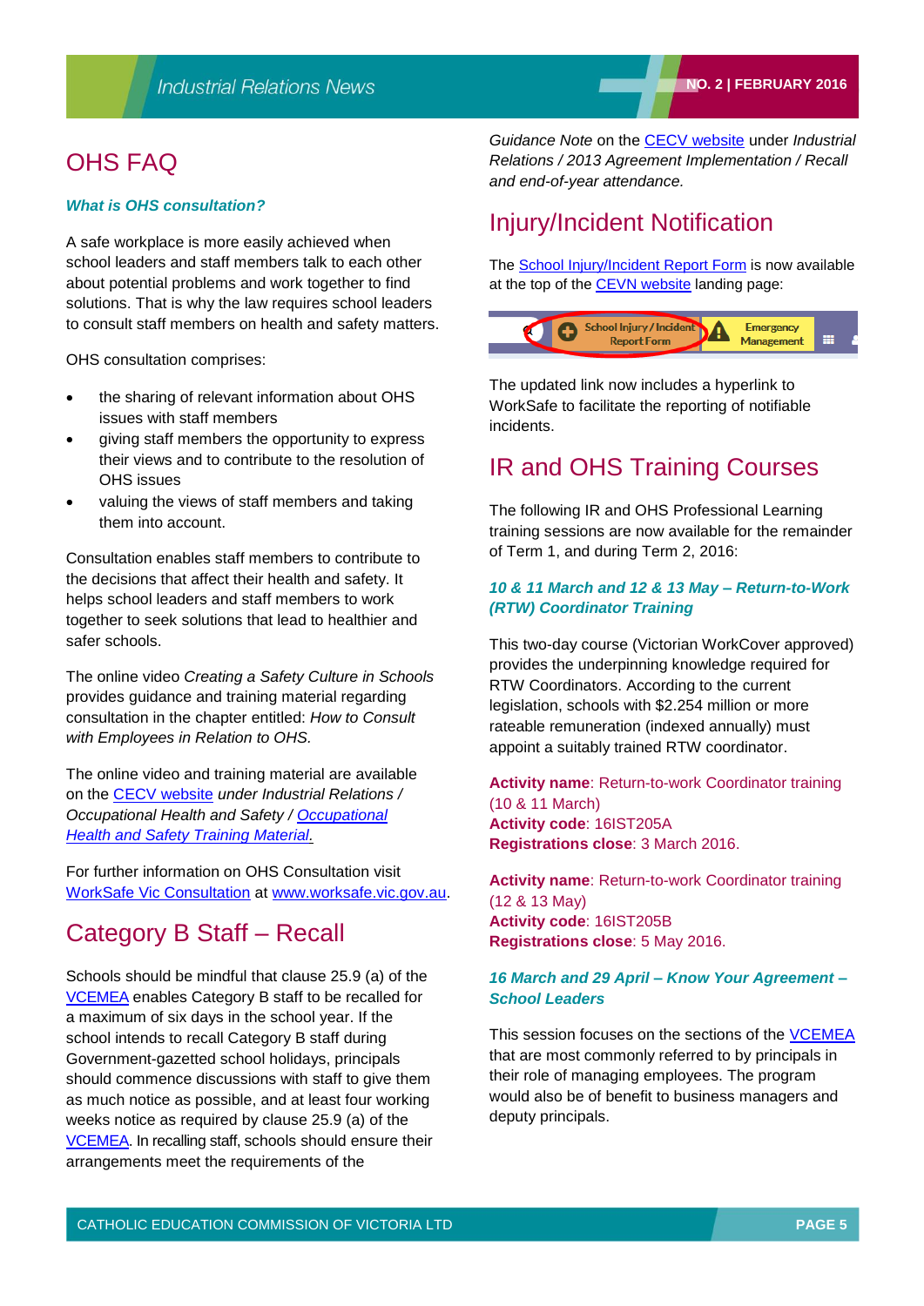# OHS FAQ

***What is OHS consultation?***

A safe workplace is more easily achieved when school leaders and staff members talk to each other about potential problems and work together to find solutions. That is why the law requires school leaders to consult staff members on health and safety matters.

OHS consultation comprises:

- the sharing of relevant information about OHS issues with staff members
- giving staff members the opportunity to express their views and to contribute to the resolution of OHS issues
- valuing the views of staff members and taking them into account.

Consultation enables staff members to contribute to the decisions that affect their health and safety. It helps school leaders and staff members to work together to seek solutions that lead to healthier and safer schools.

The online video *Creating a Safety Culture in Schools* provides guidance and training material regarding consultation in the chapter entitled: *How to Consult with Employees in Relation to OHS.*

The online video and training material are available on the CECV website *under Industrial Relations / Occupational Health and Safety / Occupational Health and Safety Training Material.*

For further information on OHS Consultation visit WorkSafe Vic Consultation at www.worksafe.vic.gov.au.

# Category B Staff – Recall

Schools should be mindful that clause 25.9 (a) of the VCEMEA enables Category B staff to be recalled for a maximum of six days in the school year. If the school intends to recall Category B staff during Government-gazetted school holidays, principals should commence discussions with staff to give them as much notice as possible, and at least four working weeks notice as required by clause 25.9 (a) of the VCEMEA. In recalling staff, schools should ensure their arrangements meet the requirements of the *Guidance Note* on the CECV website under *Industrial Relations / 2013 Agreement Implementation / Recall and end-of-year attendance.*

# Injury/Incident Notification

The School Injury/Incident Report Form is now available at the top of the CEVN website landing page:

School Injury / Incident Report Form | Emergency Management

The updated link now includes a hyperlink to WorkSafe to facilitate the reporting of notifiable incidents.

# IR and OHS Training Courses

The following IR and OHS Professional Learning training sessions are now available for the remainder of Term 1, and during Term 2, 2016:

***10 & 11 March and 12 & 13 May – Return-to-Work (RTW) Coordinator Training***

This two-day course (Victorian WorkCover approved) provides the underpinning knowledge required for RTW Coordinators. According to the current legislation, schools with $2.254 million or more rateable remuneration (indexed annually) must appoint a suitably trained RTW coordinator.

**Activity name**: Return-to-work Coordinator training (10 & 11 March)
**Activity code**: 16IST205A
**Registrations close**: 3 March 2016.

**Activity name**: Return-to-work Coordinator training (12 & 13 May)
**Activity code**: 16IST205B
**Registrations close**: 5 May 2016.

***16 March and 29 April – Know Your Agreement – School Leaders***

This session focuses on the sections of the VCEMEA that are most commonly referred to by principals in their role of managing employees. The program would also be of benefit to business managers and deputy principals.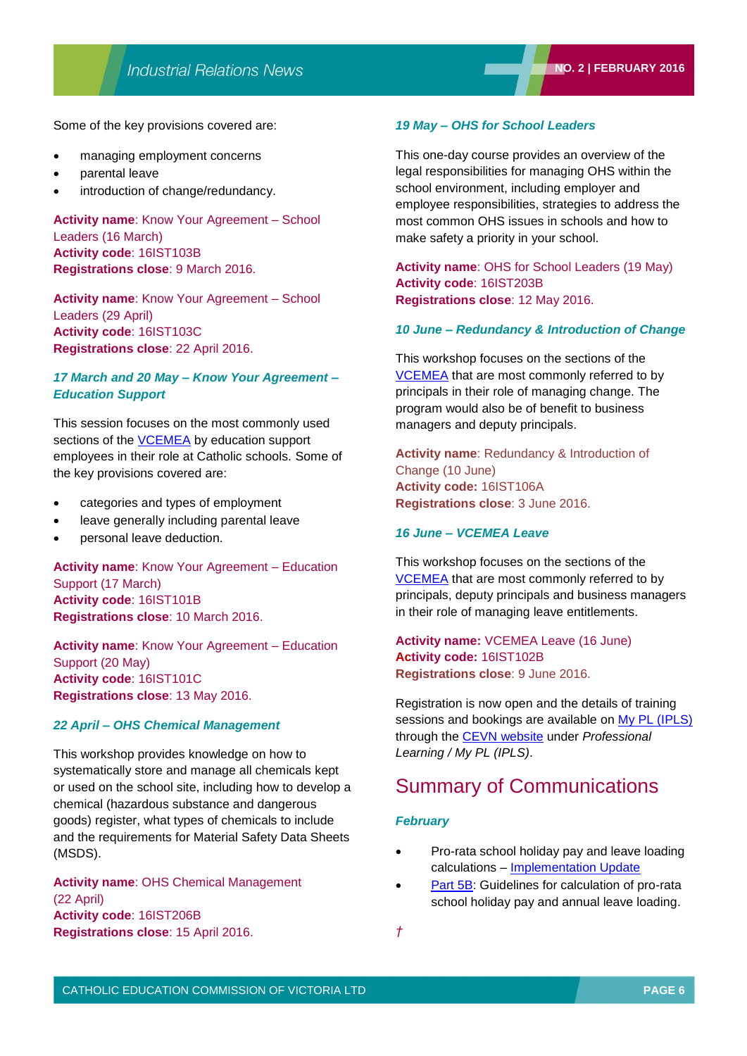Some of the key provisions covered are:

- managing employment concerns
- parental leave
- introduction of change/redundancy.

**Activity name**: Know Your Agreement – School Leaders (16 March)
**Activity code**: 16IST103B
**Registrations close**: 9 March 2016.

**Activity name**: Know Your Agreement – School Leaders (29 April)
**Activity code**: 16IST103C
**Registrations close**: 22 April 2016.

***17 March and 20 May – Know Your Agreement – Education Support***

This session focuses on the most commonly used sections of the VCEMEA by education support employees in their role at Catholic schools. Some of the key provisions covered are:

- categories and types of employment
- leave generally including parental leave
- personal leave deduction.

**Activity name**: Know Your Agreement – Education Support (17 March)
**Activity code**: 16IST101B
**Registrations close**: 10 March 2016.

**Activity name**: Know Your Agreement – Education Support (20 May)
**Activity code**: 16IST101C
**Registrations close**: 13 May 2016.

***22 April – OHS Chemical Management***

This workshop provides knowledge on how to systematically store and manage all chemicals kept or used on the school site, including how to develop a chemical (hazardous substance and dangerous goods) register, what types of chemicals to include and the requirements for Material Safety Data Sheets (MSDS).

**Activity name**: OHS Chemical Management (22 April)
**Activity code**: 16IST206B
**Registrations close**: 15 April 2016.

***19 May – OHS for School Leaders***

This one-day course provides an overview of the legal responsibilities for managing OHS within the school environment, including employer and employee responsibilities, strategies to address the most common OHS issues in schools and how to make safety a priority in your school.

**Activity name**: OHS for School Leaders (19 May)
**Activity code**: 16IST203B
**Registrations close**: 12 May 2016.

***10 June – Redundancy & Introduction of Change***

This workshop focuses on the sections of the VCEMEA that are most commonly referred to by principals in their role of managing change. The program would also be of benefit to business managers and deputy principals.

**Activity name**: Redundancy & Introduction of Change (10 June)
**Activity code:** 16IST106A
**Registrations close**: 3 June 2016.

***16 June – VCEMEA Leave***

This workshop focuses on the sections of the VCEMEA that are most commonly referred to by principals, deputy principals and business managers in their role of managing leave entitlements.

**Activity name:** VCEMEA Leave (16 June)
**Activity code:** 16IST102B
**Registrations close**: 9 June 2016.

Registration is now open and the details of training sessions and bookings are available on My PL (IPLS) through the CEVN website under *Professional Learning / My PL (IPLS)*.

## Summary of Communications

***February***

- Pro-rata school holiday pay and leave loading calculations – Implementation Update
- Part 5B: Guidelines for calculation of pro-rata school holiday pay and annual leave loading.

†